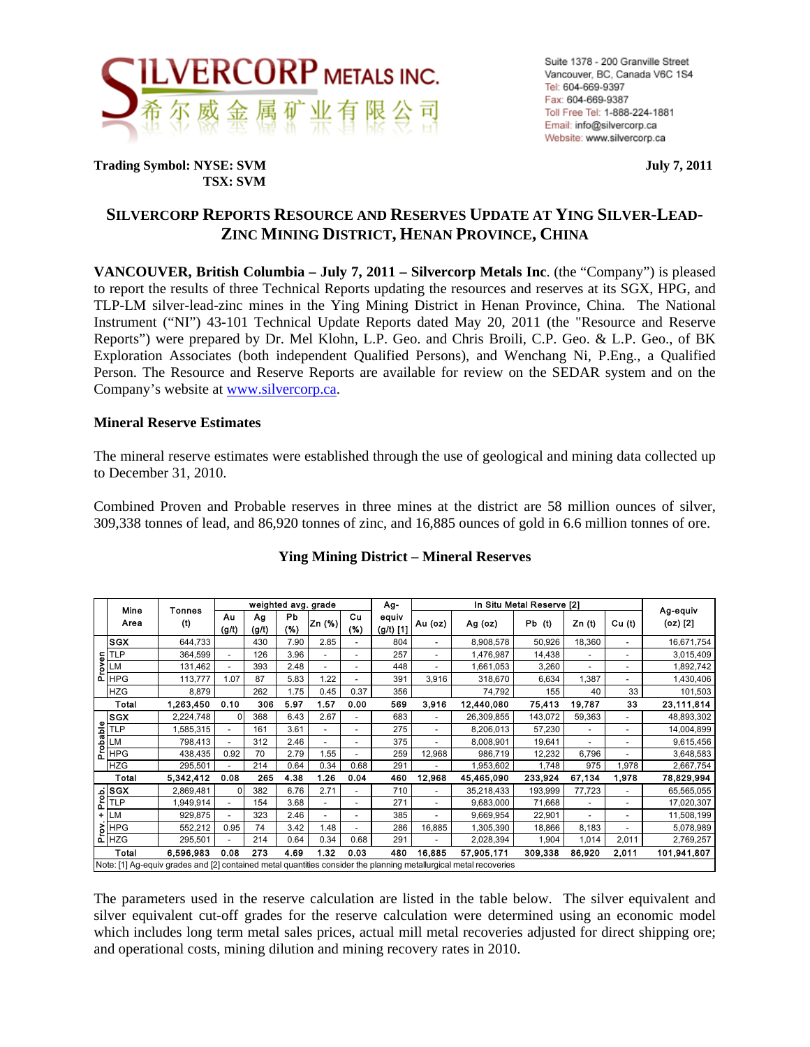SILVERCORP METALS INC.
希尔威金属矿业有限公司

Suite 1378 - 200 Granville Street
Vancouver, BC, Canada V6C 1S4
Tel: 604-669-9397
Fax: 604-669-9387
Toll Free Tel: 1-888-224-1881
Email: info@silvercorp.ca
Website: www.silvercorp.ca

**Trading Symbol: NYSE: SVM**
**TSX: SVM**

**July 7, 2011**

## SILVERCORP REPORTS RESOURCE AND RESERVES UPDATE AT YING SILVER-LEAD-ZINC MINING DISTRICT, HENAN PROVINCE, CHINA

**VANCOUVER, British Columbia – July 7, 2011 – Silvercorp Metals Inc**. (the "Company") is pleased to report the results of three Technical Reports updating the resources and reserves at its SGX, HPG, and TLP-LM silver-lead-zinc mines in the Ying Mining District in Henan Province, China. The National Instrument ("NI") 43-101 Technical Update Reports dated May 20, 2011 (the "Resource and Reserve Reports") were prepared by Dr. Mel Klohn, L.P. Geo. and Chris Broili, C.P. Geo. & L.P. Geo., of BK Exploration Associates (both independent Qualified Persons), and Wenchang Ni, P.Eng., a Qualified Person. The Resource and Reserve Reports are available for review on the SEDAR system and on the Company's website at www.silvercorp.ca.

### Mineral Reserve Estimates

The mineral reserve estimates were established through the use of geological and mining data collected up to December 31, 2010.

Combined Proven and Probable reserves in three mines at the district are 58 million ounces of silver, 309,338 tonnes of lead, and 86,920 tonnes of zinc, and 16,885 ounces of gold in 6.6 million tonnes of ore.

**Ying Mining District – Mineral Reserves**

| | Mine Area | Tonnes (t) | weighted avg. grade | | | | | Ag-equiv (g/t) [1] | In Situ Metal Reserve [2] | | | | | Ag-equiv (oz) [2] |
|---|---|---|---|---|---|---|---|---|---|---|---|---|---|---|
| | | | Au (g/t) | Ag (g/t) | Pb (%) | Zn (%) | Cu (%) | | Au (oz) | Ag (oz) | Pb (t) | Zn (t) | Cu (t) | |
| Proven | SGX | 644,733 | | 430 | 7.90 | 2.85 | - | 804 | - | 8,908,578 | 50,926 | 18,360 | - | 16,671,754 |
| | TLP | 364,599 | - | 126 | 3.96 | - | - | 257 | - | 1,476,987 | 14,438 | - | - | 3,015,409 |
| | LM | 131,462 | - | 393 | 2.48 | - | - | 448 | - | 1,661,053 | 3,260 | - | - | 1,892,742 |
| | HPG | 113,777 | 1.07 | 87 | 5.83 | 1.22 | - | 391 | 3,916 | 318,670 | 6,634 | 1,387 | - | 1,430,406 |
| | HZG | 8,879 | | 262 | 1.75 | 0.45 | 0.37 | 356 | | 74,792 | 155 | 40 | 33 | 101,503 |
| | **Total** | **1,263,450** | **0.10** | **306** | **5.97** | **1.57** | **0.00** | **569** | **3,916** | **12,440,080** | **75,413** | **19,787** | **33** | **23,111,814** |
| Probable | SGX | 2,224,748 | 0 | 368 | 6.43 | 2.67 | - | 683 | - | 26,309,855 | 143,072 | 59,363 | - | 48,893,302 |
| | TLP | 1,585,315 | - | 161 | 3.61 | - | - | 275 | - | 8,206,013 | 57,230 | - | - | 14,004,899 |
| | LM | 798,413 | - | 312 | 2.46 | - | - | 375 | - | 8,008,901 | 19,641 | - | - | 9,615,456 |
| | HPG | 438,435 | 0.92 | 70 | 2.79 | 1.55 | - | 259 | 12,968 | 986,719 | 12,232 | 6,796 | - | 3,648,583 |
| | HZG | 295,501 | - | 214 | 0.64 | 0.34 | 0.68 | 291 | - | 1,953,602 | 1,748 | 975 | 1,978 | 2,667,754 |
| | **Total** | **5,342,412** | **0.08** | **265** | **4.38** | **1.26** | **0.04** | **460** | **12,968** | **45,465,090** | **233,924** | **67,134** | **1,978** | **78,829,994** |
| Prov. + Prob. | SGX | 2,869,481 | 0 | 382 | 6.76 | 2.71 | - | 710 | - | 35,218,433 | 193,999 | 77,723 | - | 65,565,055 |
| | TLP | 1,949,914 | - | 154 | 3.68 | - | - | 271 | - | 9,683,000 | 71,668 | - | - | 17,020,307 |
| | LM | 929,875 | - | 323 | 2.46 | - | - | 385 | - | 9,669,954 | 22,901 | - | - | 11,508,199 |
| | HPG | 552,212 | 0.95 | 74 | 3.42 | 1.48 | - | 286 | 16,885 | 1,305,390 | 18,866 | 8,183 | - | 5,078,989 |
| | HZG | 295,501 | - | 214 | 0.64 | 0.34 | 0.68 | 291 | - | 2,028,394 | 1,904 | 1,014 | 2,011 | 2,769,257 |
| | **Total** | **6,596,983** | **0.08** | **273** | **4.69** | **1.32** | **0.03** | **480** | **16,885** | **57,905,171** | **309,338** | **86,920** | **2,011** | **101,941,807** |

Note: [1] Ag-equiv grades and [2] contained metal quantities consider the planning metallurgical metal recoveries

The parameters used in the reserve calculation are listed in the table below. The silver equivalent and silver equivalent cut-off grades for the reserve calculation were determined using an economic model which includes long term metal sales prices, actual mill metal recoveries adjusted for direct shipping ore; and operational costs, mining dilution and mining recovery rates in 2010.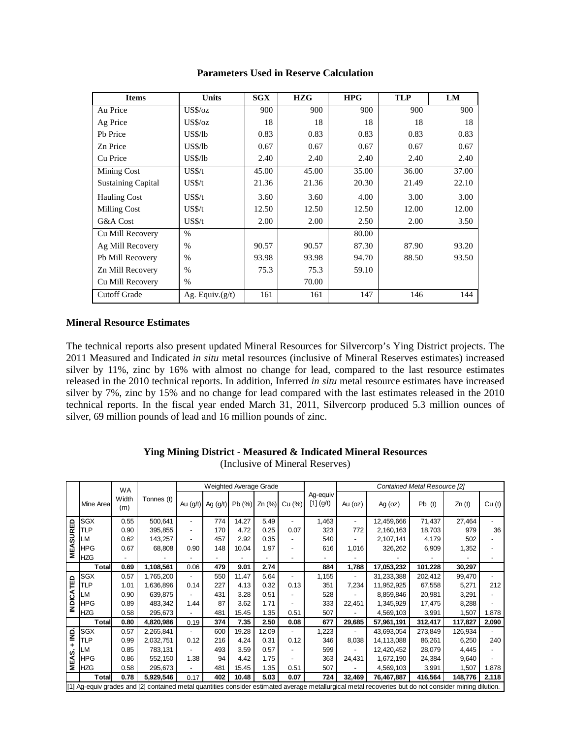**Parameters Used in Reserve Calculation**

| Items | Units | SGX | HZG | HPG | TLP | LM |
|---|---|---|---|---|---|---|
| Au Price | US$/oz | 900 | 900 | 900 | 900 | 900 |
| Ag Price | US$/oz | 18 | 18 | 18 | 18 | 18 |
| Pb Price | US$/lb | 0.83 | 0.83 | 0.83 | 0.83 | 0.83 |
| Zn Price | US$/lb | 0.67 | 0.67 | 0.67 | 0.67 | 0.67 |
| Cu Price | US$/lb | 2.40 | 2.40 | 2.40 | 2.40 | 2.40 |
| Mining Cost | US$/t | 45.00 | 45.00 | 35.00 | 36.00 | 37.00 |
| Sustaining Capital | US$/t | 21.36 | 21.36 | 20.30 | 21.49 | 22.10 |
| Hauling Cost | US$/t | 3.60 | 3.60 | 4.00 | 3.00 | 3.00 |
| Milling Cost | US$/t | 12.50 | 12.50 | 12.50 | 12.00 | 12.00 |
| G&A Cost | US$/t | 2.00 | 2.00 | 2.50 | 2.00 | 3.50 |
| Cu Mill Recovery | % | | | 80.00 | | |
| Ag Mill Recovery | % | 90.57 | 90.57 | 87.30 | 87.90 | 93.20 |
| Pb Mill Recovery | % | 93.98 | 93.98 | 94.70 | 88.50 | 93.50 |
| Zn Mill Recovery | % | 75.3 | 75.3 | 59.10 | | |
| Cu Mill Recovery | % | | 70.00 | | | |
| Cutoff Grade | Ag. Equiv.(g/t) | 161 | 161 | 147 | 146 | 144 |

### Mineral Resource Estimates

The technical reports also present updated Mineral Resources for Silvercorp's Ying District projects. The 2011 Measured and Indicated *in situ* metal resources (inclusive of Mineral Reserves estimates) increased silver by 11%, zinc by 16% with almost no change for lead, compared to the last resource estimates released in the 2010 technical reports. In addition, Inferred *in situ* metal resource estimates have increased silver by 7%, zinc by 15% and no change for lead compared with the last estimates released in the 2010 technical reports. In the fiscal year ended March 31, 2011, Silvercorp produced 5.3 million ounces of silver, 69 million pounds of lead and 16 million pounds of zinc.

**Ying Mining District - Measured & Indicated Mineral Resources**
(Inclusive of Mineral Reserves)

| | Mine Area | WA Width (m) | Tonnes (t) | Weighted Average Grade | | | | | Ag-equiv [1] (g/t) | Contained Metal Resource [2] | | | | |
|---|---|---|---|---|---|---|---|---|---|---|---|---|---|---|
| | | | | Au (g/t) | Ag (g/t) | Pb (%) | Zn (%) | Cu (%) | | Au (oz) | Ag (oz) | Pb (t) | Zn (t) | Cu (t) |
| MEASURED | SGX | 0.55 | 500,641 | - | 774 | 14.27 | 5.49 | - | 1,463 | - | 12,459,666 | 71,437 | 27,464 | - |
| | TLP | 0.90 | 395,855 | - | 170 | 4.72 | 0.25 | 0.07 | 323 | 772 | 2,160,163 | 18,703 | 979 | 36 |
| | LM | 0.62 | 143,257 | - | 457 | 2.92 | 0.35 | - | 540 | - | 2,107,141 | 4,179 | 502 | - |
| | HPG | 0.67 | 68,808 | 0.90 | 148 | 10.04 | 1.97 | - | 616 | 1,016 | 326,262 | 6,909 | 1,352 | - |
| | HZG | - | - | - | - | - | - | - | - | - | - | - | - | - |
| | **Total** | **0.69** | **1,108,561** | 0.06 | **479** | **9.01** | **2.74** | | **884** | **1,788** | **17,053,232** | **101,228** | **30,297** | |
| INDICATED | SGX | 0.57 | 1,765,200 | - | 550 | 11.47 | 5.64 | - | 1,155 | - | 31,233,388 | 202,412 | 99,470 | - |
| | TLP | 1.01 | 1,636,896 | 0.14 | 227 | 4.13 | 0.32 | 0.13 | 351 | 7,234 | 11,952,925 | 67,558 | 5,271 | 212 |
| | LM | 0.90 | 639,875 | - | 431 | 3.28 | 0.51 | - | 528 | - | 8,859,846 | 20,981 | 3,291 | - |
| | HPG | 0.89 | 483,342 | 1.44 | 87 | 3.62 | 1.71 | - | 333 | 22,451 | 1,345,929 | 17,475 | 8,288 | - |
| | HZG | 0.58 | 295,673 | - | 481 | 15.45 | 1.35 | 0.51 | 507 | - | 4,569,103 | 3,991 | 1,507 | 1,878 |
| | **Total** | **0.80** | **4,820,986** | 0.19 | **374** | **7.35** | **2.50** | **0.08** | **677** | **29,685** | **57,961,191** | **312,417** | **117,827** | **2,090** |
| MEAS. + IND. | SGX | 0.57 | 2,265,841 | - | 600 | 19.28 | 12.09 | - | 1,223 | - | 43,693,054 | 273,849 | 126,934 | - |
| | TLP | 0.99 | 2,032,751 | 0.12 | 216 | 4.24 | 0.31 | 0.12 | 346 | 8,038 | 14,113,088 | 86,261 | 6,250 | 240 |
| | LM | 0.85 | 783,131 | - | 493 | 3.59 | 0.57 | - | 599 | - | 12,420,452 | 28,079 | 4,445 | - |
| | HPG | 0.86 | 552,150 | 1.38 | 94 | 4.42 | 1.75 | - | 363 | 24,431 | 1,672,190 | 24,384 | 9,640 | - |
| | HZG | 0.58 | 295,673 | - | 481 | 15.45 | 1.35 | 0.51 | 507 | - | 4,569,103 | 3,991 | 1,507 | 1,878 |
| | **Total** | **0.78** | **5,929,546** | 0.17 | **402** | **10.48** | **5.03** | **0.07** | **724** | **32,469** | **76,467,887** | **416,564** | **148,776** | **2,118** |

[1] Ag-equiv grades and [2] contained metal quantities consider estimated average metallurgical metal recoveries but do not consider mining dilution.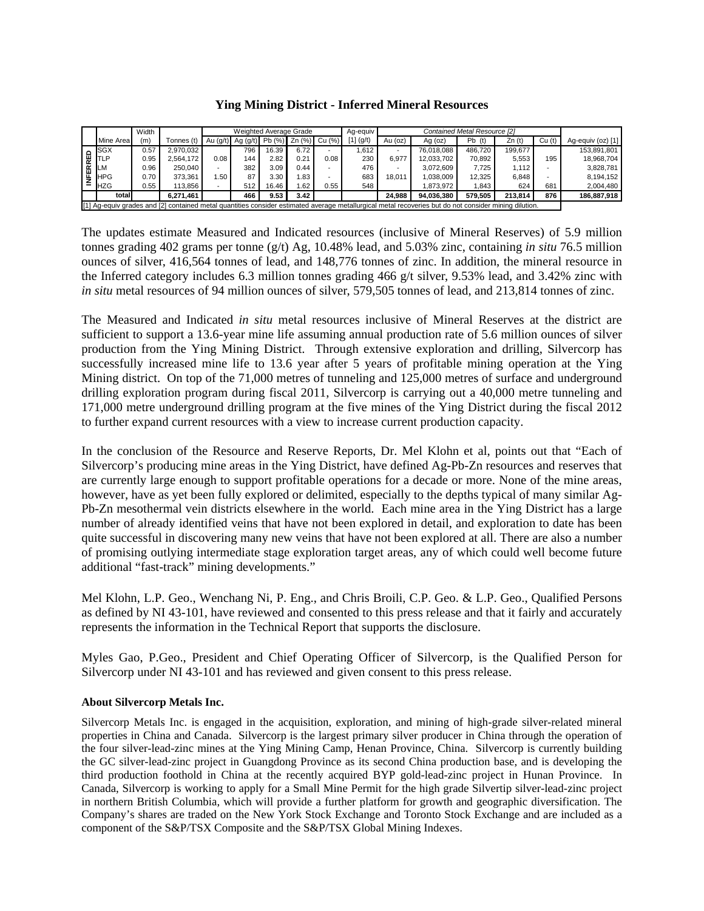## Ying Mining District - Inferred Mineral Resources

| | Mine Area | Width (m) | Tonnes (t) | Weighted Average Grade | | | | | Ag-equiv [1] (g/t) | Contained Metal Resource [2] | | | | | Ag-equiv (oz) [1] |
|---|---|---|---|---|---|---|---|---|---|---|---|---|---|---|---|
| | | | | Au (g/t) | Ag (g/t) | Pb (%) | Zn (%) | Cu (%) | | Au (oz) | Ag (oz) | Pb (t) | Zn (t) | Cu (t) | |
| INFERRED | SGX | 0.57 | 2,970,032 | | 796 | 16.39 | 6.72 | - | 1,612 | - | 76,018,088 | 486,720 | 199,677 | | 153,891,801 |
| | TLP | 0.95 | 2,564,172 | 0.08 | 144 | 2.82 | 0.21 | 0.08 | 230 | 6,977 | 12,033,702 | 70,892 | 5,553 | 195 | 18,968,704 |
| | LM | 0.96 | 250,040 | - | 382 | 3.09 | 0.44 | - | 476 | - | 3,072,609 | 7,725 | 1,112 | - | 3,828,781 |
| | HPG | 0.70 | 373,361 | 1.50 | 87 | 3.30 | 1.83 | - | 683 | 18,011 | 1,038,009 | 12,325 | 6,848 | - | 8,194,152 |
| | HZG | 0.55 | 113,856 | - | 512 | 16.46 | 1.62 | 0.55 | 548 | | 1,873,972 | 1,843 | 624 | 681 | 2,004,480 |
| | **total** | | **6,271,461** | | **466** | **9.53** | **3.42** | | | **24,988** | **94,036,380** | **579,505** | **213,814** | **876** | **186,887,918** |

[1] Ag-equiv grades and [2] contained metal quantities consider estimated average metallurgical metal recoveries but do not consider mining dilution.

The updates estimate Measured and Indicated resources (inclusive of Mineral Reserves) of 5.9 million tonnes grading 402 grams per tonne (g/t) Ag, 10.48% lead, and 5.03% zinc, containing *in situ* 76.5 million ounces of silver, 416,564 tonnes of lead, and 148,776 tonnes of zinc. In addition, the mineral resource in the Inferred category includes 6.3 million tonnes grading 466 g/t silver, 9.53% lead, and 3.42% zinc with *in situ* metal resources of 94 million ounces of silver, 579,505 tonnes of lead, and 213,814 tonnes of zinc.

The Measured and Indicated *in situ* metal resources inclusive of Mineral Reserves at the district are sufficient to support a 13.6-year mine life assuming annual production rate of 5.6 million ounces of silver production from the Ying Mining District. Through extensive exploration and drilling, Silvercorp has successfully increased mine life to 13.6 year after 5 years of profitable mining operation at the Ying Mining district. On top of the 71,000 metres of tunneling and 125,000 metres of surface and underground drilling exploration program during fiscal 2011, Silvercorp is carrying out a 40,000 metre tunneling and 171,000 metre underground drilling program at the five mines of the Ying District during the fiscal 2012 to further expand current resources with a view to increase current production capacity.

In the conclusion of the Resource and Reserve Reports, Dr. Mel Klohn et al, points out that "Each of Silvercorp's producing mine areas in the Ying District, have defined Ag-Pb-Zn resources and reserves that are currently large enough to support profitable operations for a decade or more. None of the mine areas, however, have as yet been fully explored or delimited, especially to the depths typical of many similar Ag-Pb-Zn mesothermal vein districts elsewhere in the world. Each mine area in the Ying District has a large number of already identified veins that have not been explored in detail, and exploration to date has been quite successful in discovering many new veins that have not been explored at all. There are also a number of promising outlying intermediate stage exploration target areas, any of which could well become future additional "fast-track" mining developments."

Mel Klohn, L.P. Geo., Wenchang Ni, P. Eng., and Chris Broili, C.P. Geo. & L.P. Geo., Qualified Persons as defined by NI 43-101, have reviewed and consented to this press release and that it fairly and accurately represents the information in the Technical Report that supports the disclosure.

Myles Gao, P.Geo., President and Chief Operating Officer of Silvercorp, is the Qualified Person for Silvercorp under NI 43-101 and has reviewed and given consent to this press release.

**About Silvercorp Metals Inc.**

Silvercorp Metals Inc. is engaged in the acquisition, exploration, and mining of high-grade silver-related mineral properties in China and Canada. Silvercorp is the largest primary silver producer in China through the operation of the four silver-lead-zinc mines at the Ying Mining Camp, Henan Province, China. Silvercorp is currently building the GC silver-lead-zinc project in Guangdong Province as its second China production base, and is developing the third production foothold in China at the recently acquired BYP gold-lead-zinc project in Hunan Province. In Canada, Silvercorp is working to apply for a Small Mine Permit for the high grade Silvertip silver-lead-zinc project in northern British Columbia, which will provide a further platform for growth and geographic diversification. The Company's shares are traded on the New York Stock Exchange and Toronto Stock Exchange and are included as a component of the S&P/TSX Composite and the S&P/TSX Global Mining Indexes.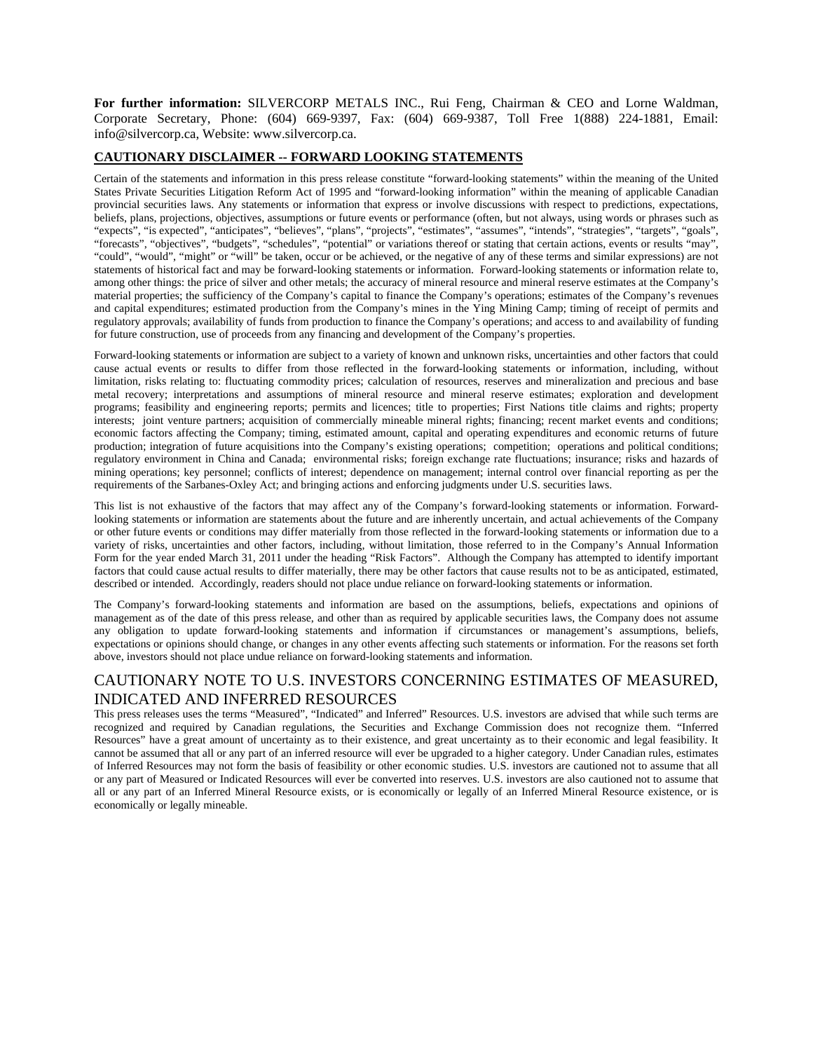**For further information:** SILVERCORP METALS INC., Rui Feng, Chairman & CEO and Lorne Waldman, Corporate Secretary, Phone: (604) 669-9397, Fax: (604) 669-9387, Toll Free 1(888) 224-1881, Email: info@silvercorp.ca, Website: www.silvercorp.ca.

## CAUTIONARY DISCLAIMER -- FORWARD LOOKING STATEMENTS

Certain of the statements and information in this press release constitute "forward-looking statements" within the meaning of the United States Private Securities Litigation Reform Act of 1995 and "forward-looking information" within the meaning of applicable Canadian provincial securities laws. Any statements or information that express or involve discussions with respect to predictions, expectations, beliefs, plans, projections, objectives, assumptions or future events or performance (often, but not always, using words or phrases such as "expects", "is expected", "anticipates", "believes", "plans", "projects", "estimates", "assumes", "intends", "strategies", "targets", "goals", "forecasts", "objectives", "budgets", "schedules", "potential" or variations thereof or stating that certain actions, events or results "may", "could", "would", "might" or "will" be taken, occur or be achieved, or the negative of any of these terms and similar expressions) are not statements of historical fact and may be forward-looking statements or information. Forward-looking statements or information relate to, among other things: the price of silver and other metals; the accuracy of mineral resource and mineral reserve estimates at the Company's material properties; the sufficiency of the Company's capital to finance the Company's operations; estimates of the Company's revenues and capital expenditures; estimated production from the Company's mines in the Ying Mining Camp; timing of receipt of permits and regulatory approvals; availability of funds from production to finance the Company's operations; and access to and availability of funding for future construction, use of proceeds from any financing and development of the Company's properties.

Forward-looking statements or information are subject to a variety of known and unknown risks, uncertainties and other factors that could cause actual events or results to differ from those reflected in the forward-looking statements or information, including, without limitation, risks relating to: fluctuating commodity prices; calculation of resources, reserves and mineralization and precious and base metal recovery; interpretations and assumptions of mineral resource and mineral reserve estimates; exploration and development programs; feasibility and engineering reports; permits and licences; title to properties; First Nations title claims and rights; property interests; joint venture partners; acquisition of commercially mineable mineral rights; financing; recent market events and conditions; economic factors affecting the Company; timing, estimated amount, capital and operating expenditures and economic returns of future production; integration of future acquisitions into the Company's existing operations; competition; operations and political conditions; regulatory environment in China and Canada; environmental risks; foreign exchange rate fluctuations; insurance; risks and hazards of mining operations; key personnel; conflicts of interest; dependence on management; internal control over financial reporting as per the requirements of the Sarbanes-Oxley Act; and bringing actions and enforcing judgments under U.S. securities laws.

This list is not exhaustive of the factors that may affect any of the Company's forward-looking statements or information. Forward-looking statements or information are statements about the future and are inherently uncertain, and actual achievements of the Company or other future events or conditions may differ materially from those reflected in the forward-looking statements or information due to a variety of risks, uncertainties and other factors, including, without limitation, those referred to in the Company's Annual Information Form for the year ended March 31, 2011 under the heading "Risk Factors". Although the Company has attempted to identify important factors that could cause actual results to differ materially, there may be other factors that cause results not to be as anticipated, estimated, described or intended. Accordingly, readers should not place undue reliance on forward-looking statements or information.

The Company's forward-looking statements and information are based on the assumptions, beliefs, expectations and opinions of management as of the date of this press release, and other than as required by applicable securities laws, the Company does not assume any obligation to update forward-looking statements and information if circumstances or management's assumptions, beliefs, expectations or opinions should change, or changes in any other events affecting such statements or information. For the reasons set forth above, investors should not place undue reliance on forward-looking statements and information.

## CAUTIONARY NOTE TO U.S. INVESTORS CONCERNING ESTIMATES OF MEASURED, INDICATED AND INFERRED RESOURCES

This press releases uses the terms "Measured", "Indicated" and Inferred" Resources. U.S. investors are advised that while such terms are recognized and required by Canadian regulations, the Securities and Exchange Commission does not recognize them. "Inferred Resources" have a great amount of uncertainty as to their existence, and great uncertainty as to their economic and legal feasibility. It cannot be assumed that all or any part of an inferred resource will ever be upgraded to a higher category. Under Canadian rules, estimates of Inferred Resources may not form the basis of feasibility or other economic studies. U.S. investors are cautioned not to assume that all or any part of Measured or Indicated Resources will ever be converted into reserves. U.S. investors are also cautioned not to assume that all or any part of an Inferred Mineral Resource exists, or is economically or legally of an Inferred Mineral Resource existence, or is economically or legally mineable.